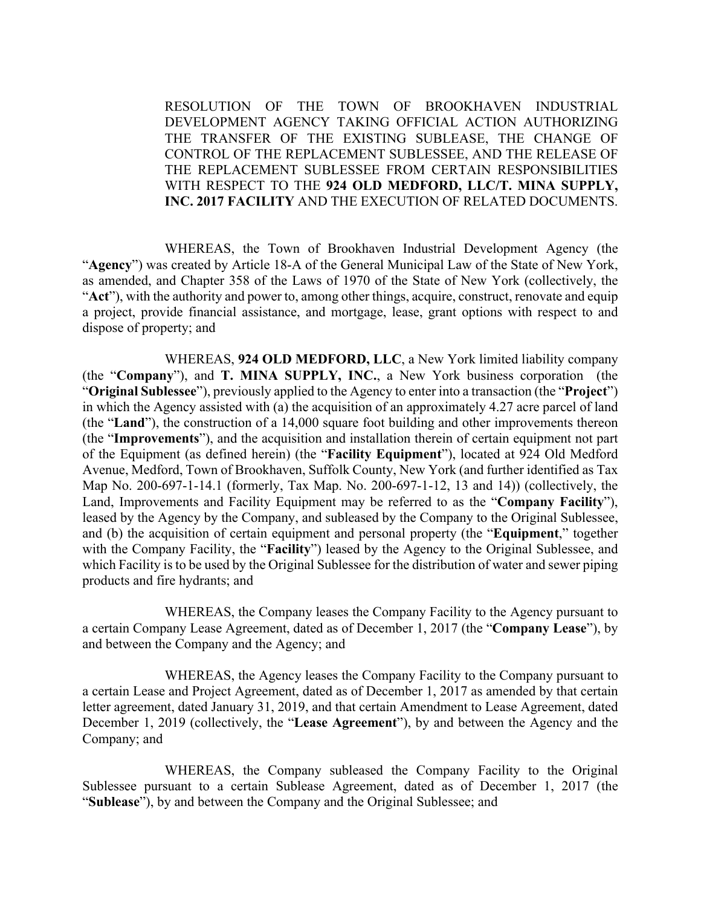RESOLUTION OF THE TOWN OF BROOKHAVEN INDUSTRIAL DEVELOPMENT AGENCY TAKING OFFICIAL ACTION AUTHORIZING THE TRANSFER OF THE EXISTING SUBLEASE, THE CHANGE OF CONTROL OF THE REPLACEMENT SUBLESSEE, AND THE RELEASE OF THE REPLACEMENT SUBLESSEE FROM CERTAIN RESPONSIBILITIES WITH RESPECT TO THE **924 OLD MEDFORD, LLC/T. MINA SUPPLY, INC. 2017 FACILITY** AND THE EXECUTION OF RELATED DOCUMENTS.

WHEREAS, the Town of Brookhaven Industrial Development Agency (the "**Agency**") was created by Article 18-A of the General Municipal Law of the State of New York, as amended, and Chapter 358 of the Laws of 1970 of the State of New York (collectively, the "**Act**"), with the authority and power to, among other things, acquire, construct, renovate and equip a project, provide financial assistance, and mortgage, lease, grant options with respect to and dispose of property; and

WHEREAS, **924 OLD MEDFORD, LLC**, a New York limited liability company (the "**Company**"), and **T. MINA SUPPLY, INC.**, a New York business corporation (the "**Original Sublessee**"), previously applied to the Agency to enter into a transaction (the "**Project**") in which the Agency assisted with (a) the acquisition of an approximately 4.27 acre parcel of land (the "**Land**"), the construction of a 14,000 square foot building and other improvements thereon (the "**Improvements**"), and the acquisition and installation therein of certain equipment not part of the Equipment (as defined herein) (the "**Facility Equipment**"), located at 924 Old Medford Avenue, Medford, Town of Brookhaven, Suffolk County, New York (and further identified as Tax Map No. 200-697-1-14.1 (formerly, Tax Map. No. 200-697-1-12, 13 and 14)) (collectively, the Land, Improvements and Facility Equipment may be referred to as the "**Company Facility**"), leased by the Agency by the Company, and subleased by the Company to the Original Sublessee, and (b) the acquisition of certain equipment and personal property (the "**Equipment**," together with the Company Facility, the "**Facility**") leased by the Agency to the Original Sublessee, and which Facility is to be used by the Original Sublessee for the distribution of water and sewer piping products and fire hydrants; and

WHEREAS, the Company leases the Company Facility to the Agency pursuant to a certain Company Lease Agreement, dated as of December 1, 2017 (the "**Company Lease**"), by and between the Company and the Agency; and

WHEREAS, the Agency leases the Company Facility to the Company pursuant to a certain Lease and Project Agreement, dated as of December 1, 2017 as amended by that certain letter agreement, dated January 31, 2019, and that certain Amendment to Lease Agreement, dated December 1, 2019 (collectively, the "**Lease Agreement**"), by and between the Agency and the Company; and

WHEREAS, the Company subleased the Company Facility to the Original Sublessee pursuant to a certain Sublease Agreement, dated as of December 1, 2017 (the "**Sublease**"), by and between the Company and the Original Sublessee; and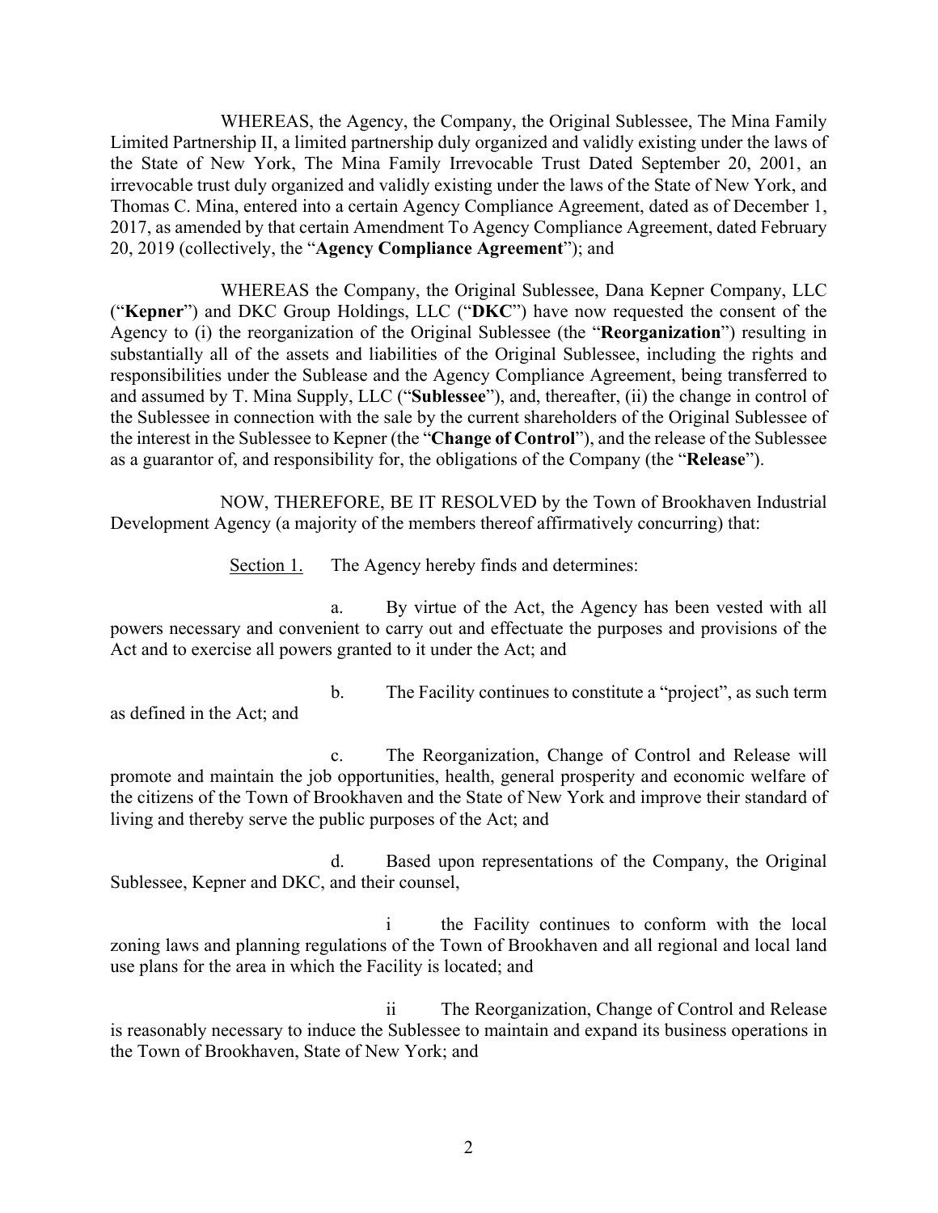WHEREAS, the Agency, the Company, the Original Sublessee, The Mina Family Limited Partnership II, a limited partnership duly organized and validly existing under the laws of the State of New York, The Mina Family Irrevocable Trust Dated September 20, 2001, an irrevocable trust duly organized and validly existing under the laws of the State of New York, and Thomas C. Mina, entered into a certain Agency Compliance Agreement, dated as of December 1, 2017, as amended by that certain Amendment To Agency Compliance Agreement, dated February 20, 2019 (collectively, the "**Agency Compliance Agreement**"); and

WHEREAS the Company, the Original Sublessee, Dana Kepner Company, LLC ("**Kepner**") and DKC Group Holdings, LLC ("**DKC**") have now requested the consent of the Agency to (i) the reorganization of the Original Sublessee (the "**Reorganization**") resulting in substantially all of the assets and liabilities of the Original Sublessee, including the rights and responsibilities under the Sublease and the Agency Compliance Agreement, being transferred to and assumed by T. Mina Supply, LLC ("**Sublessee**"), and, thereafter, (ii) the change in control of the Sublessee in connection with the sale by the current shareholders of the Original Sublessee of the interest in the Sublessee to Kepner (the "**Change of Control**"), and the release of the Sublessee as a guarantor of, and responsibility for, the obligations of the Company (the "**Release**").

NOW, THEREFORE, BE IT RESOLVED by the Town of Brookhaven Industrial Development Agency (a majority of the members thereof affirmatively concurring) that:

Section 1. The Agency hereby finds and determines:

a. By virtue of the Act, the Agency has been vested with all powers necessary and convenient to carry out and effectuate the purposes and provisions of the Act and to exercise all powers granted to it under the Act; and

b. The Facility continues to constitute a "project", as such term as defined in the Act; and

c. The Reorganization, Change of Control and Release will promote and maintain the job opportunities, health, general prosperity and economic welfare of the citizens of the Town of Brookhaven and the State of New York and improve their standard of living and thereby serve the public purposes of the Act; and

d. Based upon representations of the Company, the Original Sublessee, Kepner and DKC, and their counsel,

i the Facility continues to conform with the local zoning laws and planning regulations of the Town of Brookhaven and all regional and local land use plans for the area in which the Facility is located; and

ii The Reorganization, Change of Control and Release is reasonably necessary to induce the Sublessee to maintain and expand its business operations in the Town of Brookhaven, State of New York; and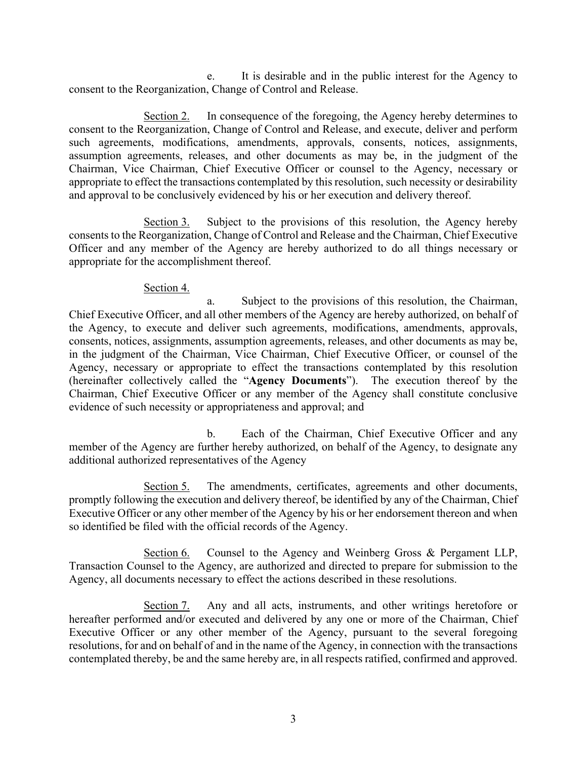e. It is desirable and in the public interest for the Agency to consent to the Reorganization, Change of Control and Release.

Section 2. In consequence of the foregoing, the Agency hereby determines to consent to the Reorganization, Change of Control and Release, and execute, deliver and perform such agreements, modifications, amendments, approvals, consents, notices, assignments, assumption agreements, releases, and other documents as may be, in the judgment of the Chairman, Vice Chairman, Chief Executive Officer or counsel to the Agency, necessary or appropriate to effect the transactions contemplated by this resolution, such necessity or desirability and approval to be conclusively evidenced by his or her execution and delivery thereof.

Section 3. Subject to the provisions of this resolution, the Agency hereby consents to the Reorganization, Change of Control and Release and the Chairman, Chief Executive Officer and any member of the Agency are hereby authorized to do all things necessary or appropriate for the accomplishment thereof.

Section 4.

a. Subject to the provisions of this resolution, the Chairman, Chief Executive Officer, and all other members of the Agency are hereby authorized, on behalf of the Agency, to execute and deliver such agreements, modifications, amendments, approvals, consents, notices, assignments, assumption agreements, releases, and other documents as may be, in the judgment of the Chairman, Vice Chairman, Chief Executive Officer, or counsel of the Agency, necessary or appropriate to effect the transactions contemplated by this resolution (hereinafter collectively called the "**Agency Documents**"). The execution thereof by the Chairman, Chief Executive Officer or any member of the Agency shall constitute conclusive evidence of such necessity or appropriateness and approval; and

b. Each of the Chairman, Chief Executive Officer and any member of the Agency are further hereby authorized, on behalf of the Agency, to designate any additional authorized representatives of the Agency

Section 5. The amendments, certificates, agreements and other documents, promptly following the execution and delivery thereof, be identified by any of the Chairman, Chief Executive Officer or any other member of the Agency by his or her endorsement thereon and when so identified be filed with the official records of the Agency.

Section 6. Counsel to the Agency and Weinberg Gross & Pergament LLP, Transaction Counsel to the Agency, are authorized and directed to prepare for submission to the Agency, all documents necessary to effect the actions described in these resolutions.

Section 7. Any and all acts, instruments, and other writings heretofore or hereafter performed and/or executed and delivered by any one or more of the Chairman, Chief Executive Officer or any other member of the Agency, pursuant to the several foregoing resolutions, for and on behalf of and in the name of the Agency, in connection with the transactions contemplated thereby, be and the same hereby are, in all respects ratified, confirmed and approved.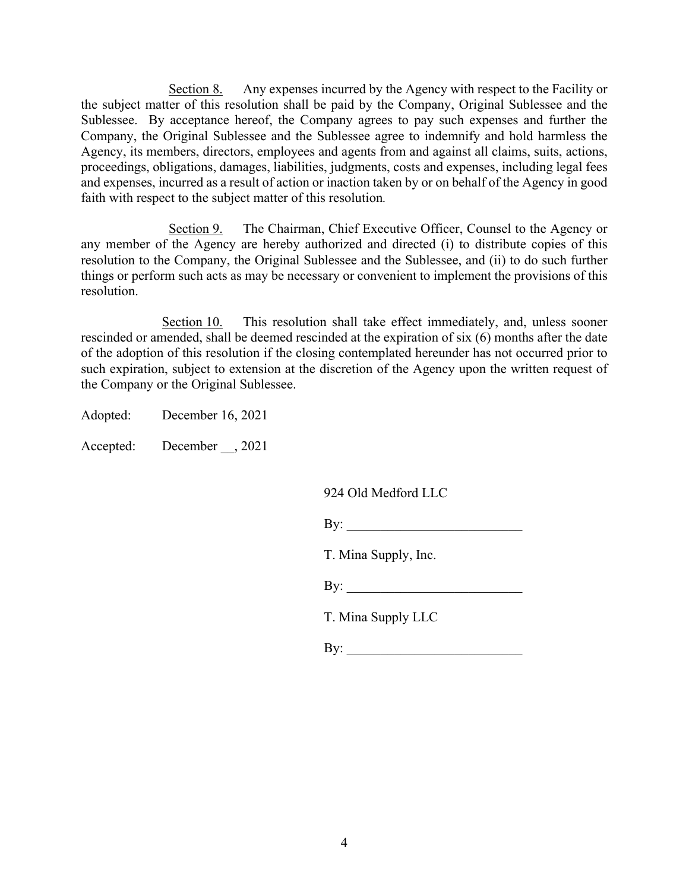<u>Section 8.</u> Any expenses incurred by the Agency with respect to the Facility or the subject matter of this resolution shall be paid by the Company, Original Sublessee and the Sublessee. By acceptance hereof, the Company agrees to pay such expenses and further the Company, the Original Sublessee and the Sublessee agree to indemnify and hold harmless the Agency, its members, directors, employees and agents from and against all claims, suits, actions, proceedings, obligations, damages, liabilities, judgments, costs and expenses, including legal fees and expenses, incurred as a result of action or inaction taken by or on behalf of the Agency in good faith with respect to the subject matter of this resolution.

<u>Section 9.</u> The Chairman, Chief Executive Officer, Counsel to the Agency or any member of the Agency are hereby authorized and directed (i) to distribute copies of this resolution to the Company, the Original Sublessee and the Sublessee, and (ii) to do such further things or perform such acts as may be necessary or convenient to implement the provisions of this resolution.

<u>Section 10.</u> This resolution shall take effect immediately, and, unless sooner rescinded or amended, shall be deemed rescinded at the expiration of six (6) months after the date of the adoption of this resolution if the closing contemplated hereunder has not occurred prior to such expiration, subject to extension at the discretion of the Agency upon the written request of the Company or the Original Sublessee.

Adopted: December 16, 2021

Accepted: December __, 2021

924 Old Medford LLC

By: ___________________________

T. Mina Supply, Inc.

By: ___________________________

T. Mina Supply LLC

By: ___________________________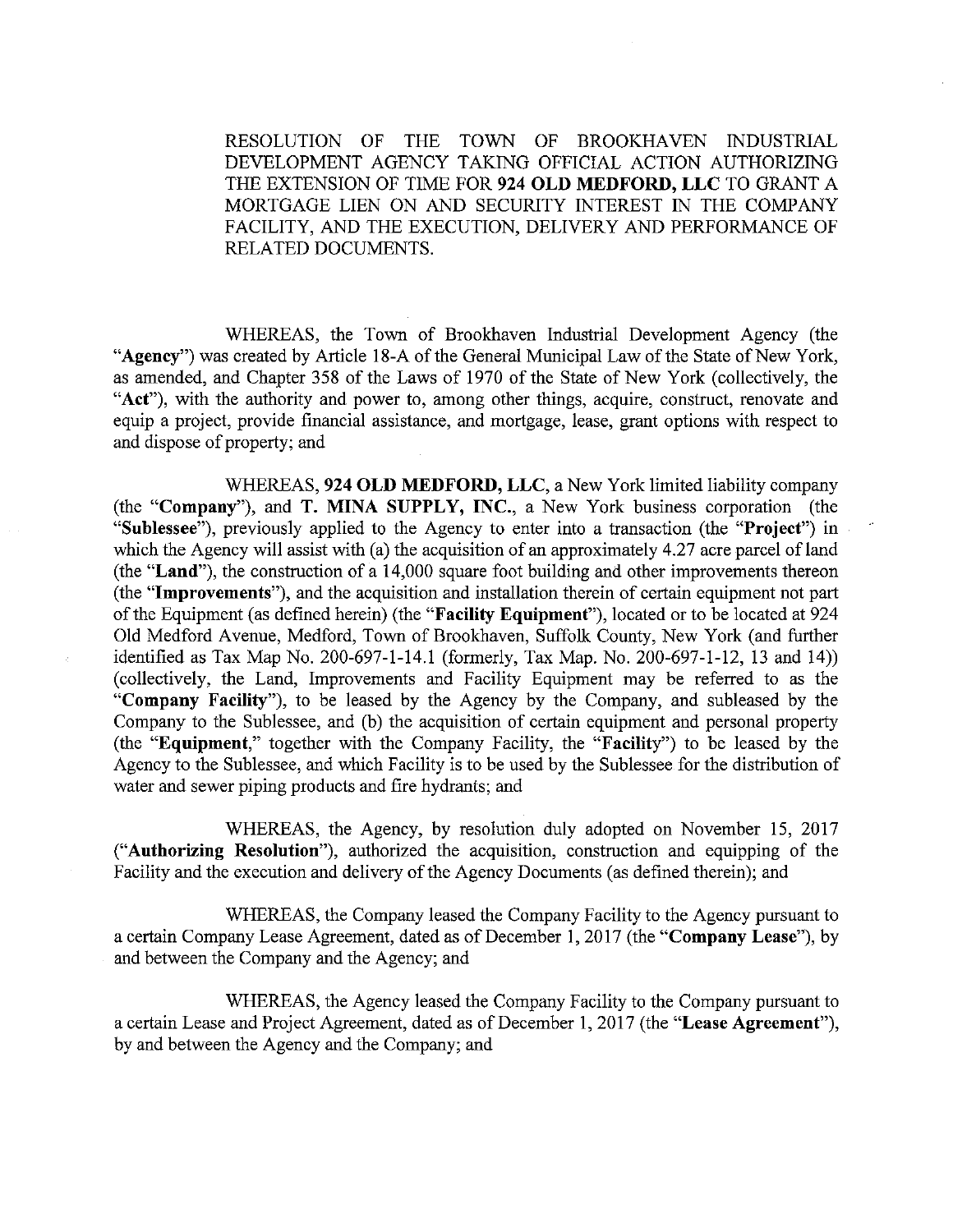RESOLUTION OF THE TOWN OF BROOKHAVEN INDUSTRIAL DEVELOPMENT AGENCY TAKING OFFICIAL ACTION AUTHORIZING THE EXTENSION OF TIME FOR **924 OLD MEDFORD, LLC** TO GRANT A MORTGAGE LIEN ON AND SECURITY INTEREST IN THE COMPANY FACILITY, AND THE EXECUTION, DELIVERY AND PERFORMANCE OF RELATED DOCUMENTS.

WHEREAS, the Town of Brookhaven Industrial Development Agency (the "**Agency**") was created by Article 18-A of the General Municipal Law of the State of New York, as amended, and Chapter 358 of the Laws of 1970 of the State of New York (collectively, the "**Act**"), with the authority and power to, among other things, acquire, construct, renovate and equip a project, provide financial assistance, and mortgage, lease, grant options with respect to and dispose of property; and

WHEREAS, **924 OLD MEDFORD, LLC**, a New York limited liability company (the "**Company**"), and **T. MINA SUPPLY, INC.**, a New York business corporation (the "**Sublessee**"), previously applied to the Agency to enter into a transaction (the "**Project**") in which the Agency will assist with (a) the acquisition of an approximately 4.27 acre parcel of land (the "**Land**"), the construction of a 14,000 square foot building and other improvements thereon (the "**Improvements**"), and the acquisition and installation therein of certain equipment not part of the Equipment (as defined herein) (the "**Facility Equipment**"), located or to be located at 924 Old Medford Avenue, Medford, Town of Brookhaven, Suffolk County, New York (and further identified as Tax Map No. 200-697-1-14.1 (formerly, Tax Map. No. 200-697-1-12, 13 and 14)) (collectively, the Land, Improvements and Facility Equipment may be referred to as the "**Company Facility**"), to be leased by the Agency by the Company, and subleased by the Company to the Sublessee, and (b) the acquisition of certain equipment and personal property (the "**Equipment**," together with the Company Facility, the "**Facility**") to be leased by the Agency to the Sublessee, and which Facility is to be used by the Sublessee for the distribution of water and sewer piping products and fire hydrants; and

WHEREAS, the Agency, by resolution duly adopted on November 15, 2017 ("**Authorizing Resolution**"), authorized the acquisition, construction and equipping of the Facility and the execution and delivery of the Agency Documents (as defined therein); and

WHEREAS, the Company leased the Company Facility to the Agency pursuant to a certain Company Lease Agreement, dated as of December 1, 2017 (the "**Company Lease**"), by and between the Company and the Agency; and

WHEREAS, the Agency leased the Company Facility to the Company pursuant to a certain Lease and Project Agreement, dated as of December 1, 2017 (the "**Lease Agreement**"), by and between the Agency and the Company; and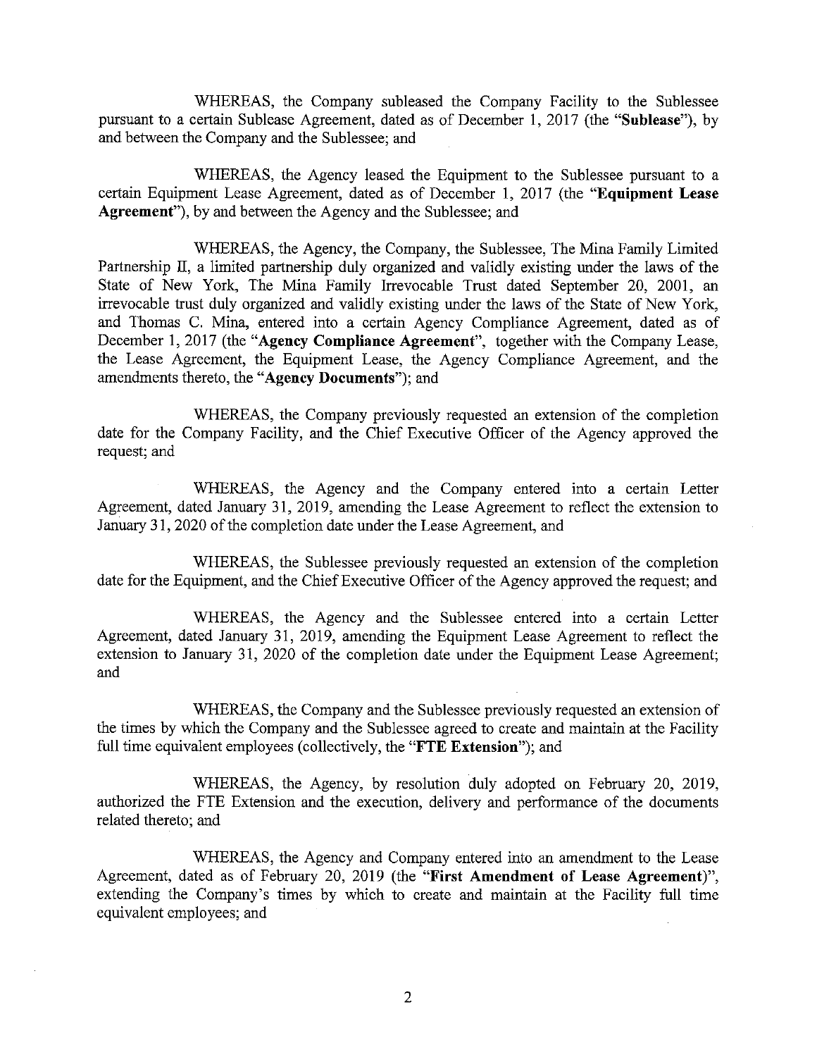WHEREAS, the Company subleased the Company Facility to the Sublessee pursuant to a certain Sublease Agreement, dated as of December 1, 2017 (the "**Sublease**"), by and between the Company and the Sublessee; and

WHEREAS, the Agency leased the Equipment to the Sublessee pursuant to a certain Equipment Lease Agreement, dated as of December 1, 2017 (the "**Equipment Lease Agreement**"), by and between the Agency and the Sublessee; and

WHEREAS, the Agency, the Company, the Sublessee, The Mina Family Limited Partnership II, a limited partnership duly organized and validly existing under the laws of the State of New York, The Mina Family Irrevocable Trust dated September 20, 2001, an irrevocable trust duly organized and validly existing under the laws of the State of New York, and Thomas C. Mina, entered into a certain Agency Compliance Agreement, dated as of December 1, 2017 (the "**Agency Compliance Agreement**", together with the Company Lease, the Lease Agreement, the Equipment Lease, the Agency Compliance Agreement, and the amendments thereto, the "**Agency Documents**"); and

WHEREAS, the Company previously requested an extension of the completion date for the Company Facility, and the Chief Executive Officer of the Agency approved the request; and

WHEREAS, the Agency and the Company entered into a certain Letter Agreement, dated January 31, 2019, amending the Lease Agreement to reflect the extension to January 31, 2020 of the completion date under the Lease Agreement, and

WHEREAS, the Sublessee previously requested an extension of the completion date for the Equipment, and the Chief Executive Officer of the Agency approved the request; and

WHEREAS, the Agency and the Sublessee entered into a certain Letter Agreement, dated January 31, 2019, amending the Equipment Lease Agreement to reflect the extension to January 31, 2020 of the completion date under the Equipment Lease Agreement; and

WHEREAS, the Company and the Sublessee previously requested an extension of the times by which the Company and the Sublessee agreed to create and maintain at the Facility full time equivalent employees (collectively, the "**FTE Extension**"); and

WHEREAS, the Agency, by resolution duly adopted on February 20, 2019, authorized the FTE Extension and the execution, delivery and performance of the documents related thereto; and

WHEREAS, the Agency and Company entered into an amendment to the Lease Agreement, dated as of February 20, 2019 (the "**First Amendment of Lease Agreement**)", extending the Company's times by which to create and maintain at the Facility full time equivalent employees; and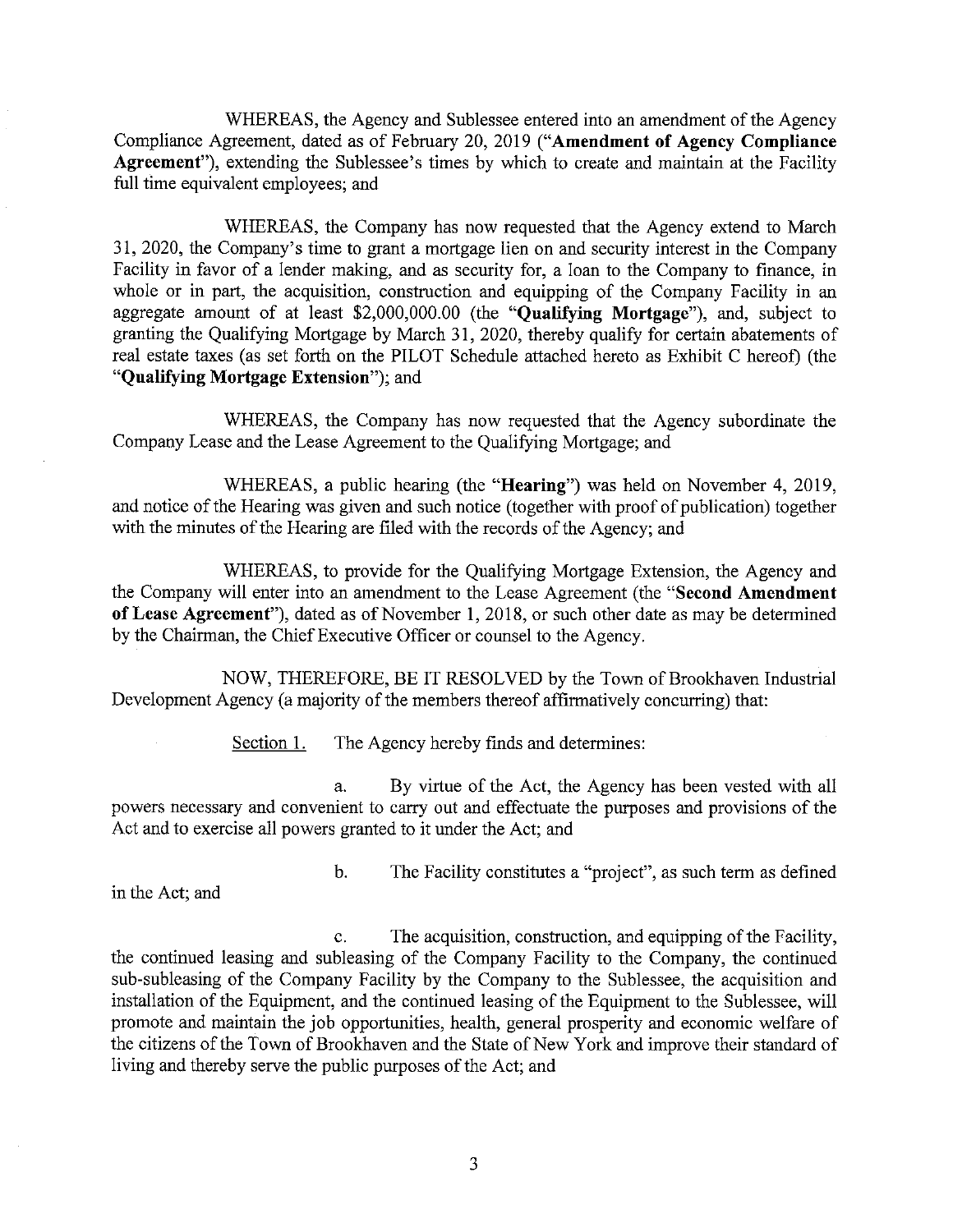WHEREAS, the Agency and Sublessee entered into an amendment of the Agency Compliance Agreement, dated as of February 20, 2019 ("**Amendment of Agency Compliance Agreement**"), extending the Sublessee's times by which to create and maintain at the Facility full time equivalent employees; and

WHEREAS, the Company has now requested that the Agency extend to March 31, 2020, the Company's time to grant a mortgage lien on and security interest in the Company Facility in favor of a lender making, and as security for, a loan to the Company to finance, in whole or in part, the acquisition, construction and equipping of the Company Facility in an aggregate amount of at least $2,000,000.00 (the "**Qualifying Mortgage**"), and, subject to granting the Qualifying Mortgage by March 31, 2020, thereby qualify for certain abatements of real estate taxes (as set forth on the PILOT Schedule attached hereto as Exhibit C hereof) (the "**Qualifying Mortgage Extension**"); and

WHEREAS, the Company has now requested that the Agency subordinate the Company Lease and the Lease Agreement to the Qualifying Mortgage; and

WHEREAS, a public hearing (the "**Hearing**") was held on November 4, 2019, and notice of the Hearing was given and such notice (together with proof of publication) together with the minutes of the Hearing are filed with the records of the Agency; and

WHEREAS, to provide for the Qualifying Mortgage Extension, the Agency and the Company will enter into an amendment to the Lease Agreement (the "**Second Amendment of Lease Agreement**"), dated as of November 1, 2018, or such other date as may be determined by the Chairman, the Chief Executive Officer or counsel to the Agency.

NOW, THEREFORE, BE IT RESOLVED by the Town of Brookhaven Industrial Development Agency (a majority of the members thereof affirmatively concurring) that:

Section 1. The Agency hereby finds and determines:

a. By virtue of the Act, the Agency has been vested with all powers necessary and convenient to carry out and effectuate the purposes and provisions of the Act and to exercise all powers granted to it under the Act; and

b. The Facility constitutes a "project", as such term as defined in the Act; and

c. The acquisition, construction, and equipping of the Facility, the continued leasing and subleasing of the Company Facility to the Company, the continued sub-subleasing of the Company Facility by the Company to the Sublessee, the acquisition and installation of the Equipment, and the continued leasing of the Equipment to the Sublessee, will promote and maintain the job opportunities, health, general prosperity and economic welfare of the citizens of the Town of Brookhaven and the State of New York and improve their standard of living and thereby serve the public purposes of the Act; and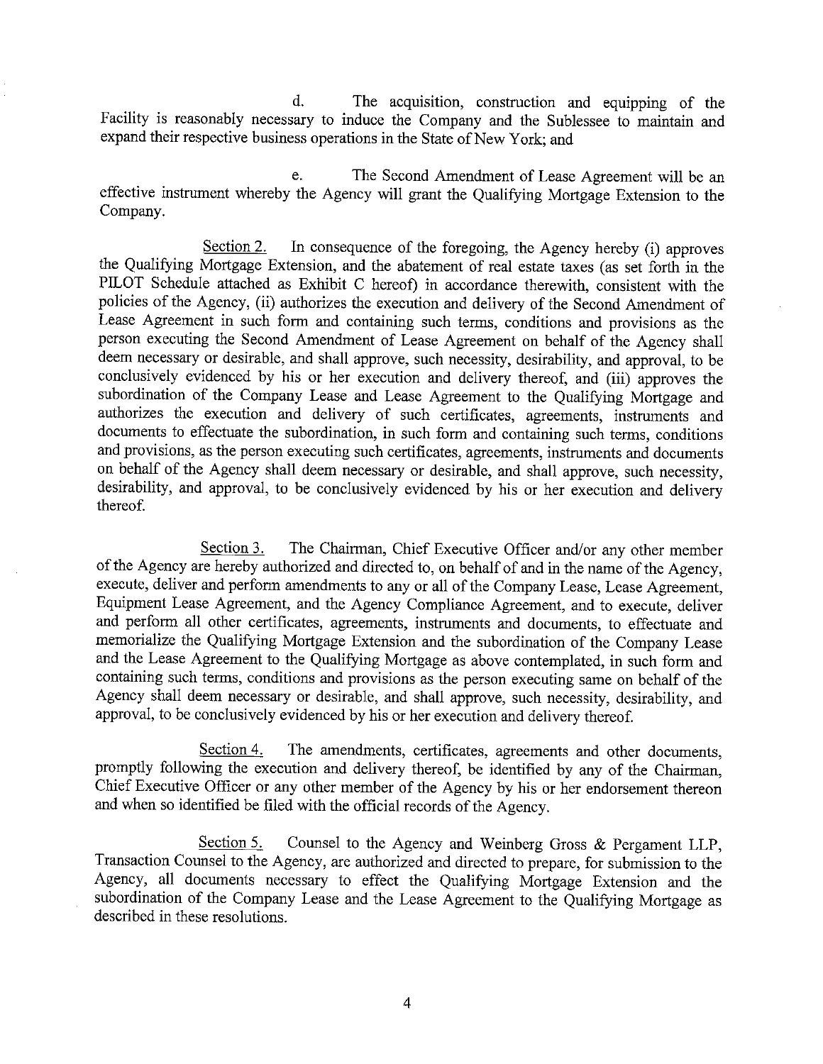d. The acquisition, construction and equipping of the Facility is reasonably necessary to induce the Company and the Sublessee to maintain and expand their respective business operations in the State of New York; and

e. The Second Amendment of Lease Agreement will be an effective instrument whereby the Agency will grant the Qualifying Mortgage Extension to the Company.

Section 2. In consequence of the foregoing, the Agency hereby (i) approves the Qualifying Mortgage Extension, and the abatement of real estate taxes (as set forth in the PILOT Schedule attached as Exhibit C hereof) in accordance therewith, consistent with the policies of the Agency, (ii) authorizes the execution and delivery of the Second Amendment of Lease Agreement in such form and containing such terms, conditions and provisions as the person executing the Second Amendment of Lease Agreement on behalf of the Agency shall deem necessary or desirable, and shall approve, such necessity, desirability, and approval, to be conclusively evidenced by his or her execution and delivery thereof, and (iii) approves the subordination of the Company Lease and Lease Agreement to the Qualifying Mortgage and authorizes the execution and delivery of such certificates, agreements, instruments and documents to effectuate the subordination, in such form and containing such terms, conditions and provisions, as the person executing such certificates, agreements, instruments and documents on behalf of the Agency shall deem necessary or desirable, and shall approve, such necessity, desirability, and approval, to be conclusively evidenced by his or her execution and delivery thereof.

Section 3. The Chairman, Chief Executive Officer and/or any other member of the Agency are hereby authorized and directed to, on behalf of and in the name of the Agency, execute, deliver and perform amendments to any or all of the Company Lease, Lease Agreement, Equipment Lease Agreement, and the Agency Compliance Agreement, and to execute, deliver and perform all other certificates, agreements, instruments and documents, to effectuate and memorialize the Qualifying Mortgage Extension and the subordination of the Company Lease and the Lease Agreement to the Qualifying Mortgage as above contemplated, in such form and containing such terms, conditions and provisions as the person executing same on behalf of the Agency shall deem necessary or desirable, and shall approve, such necessity, desirability, and approval, to be conclusively evidenced by his or her execution and delivery thereof.

Section 4. The amendments, certificates, agreements and other documents, promptly following the execution and delivery thereof, be identified by any of the Chairman, Chief Executive Officer or any other member of the Agency by his or her endorsement thereon and when so identified be filed with the official records of the Agency.

Section 5. Counsel to the Agency and Weinberg Gross & Pergament LLP, Transaction Counsel to the Agency, are authorized and directed to prepare, for submission to the Agency, all documents necessary to effect the Qualifying Mortgage Extension and the subordination of the Company Lease and the Lease Agreement to the Qualifying Mortgage as described in these resolutions.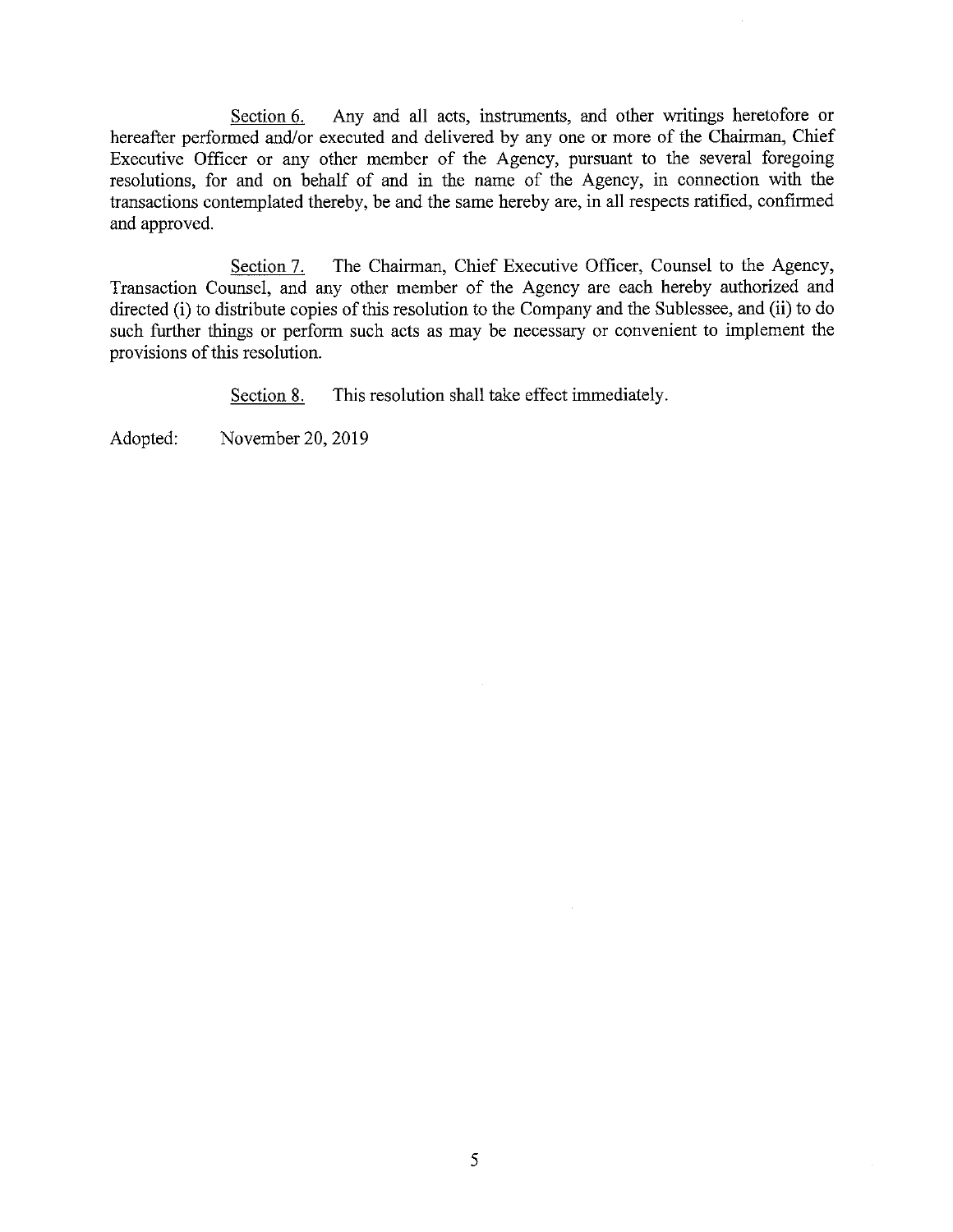Section 6. Any and all acts, instruments, and other writings heretofore or hereafter performed and/or executed and delivered by any one or more of the Chairman, Chief Executive Officer or any other member of the Agency, pursuant to the several foregoing resolutions, for and on behalf of and in the name of the Agency, in connection with the transactions contemplated thereby, be and the same hereby are, in all respects ratified, confirmed and approved.

Section 7. The Chairman, Chief Executive Officer, Counsel to the Agency, Transaction Counsel, and any other member of the Agency are each hereby authorized and directed (i) to distribute copies of this resolution to the Company and the Sublessee, and (ii) to do such further things or perform such acts as may be necessary or convenient to implement the provisions of this resolution.

Section 8. This resolution shall take effect immediately.

Adopted: November 20, 2019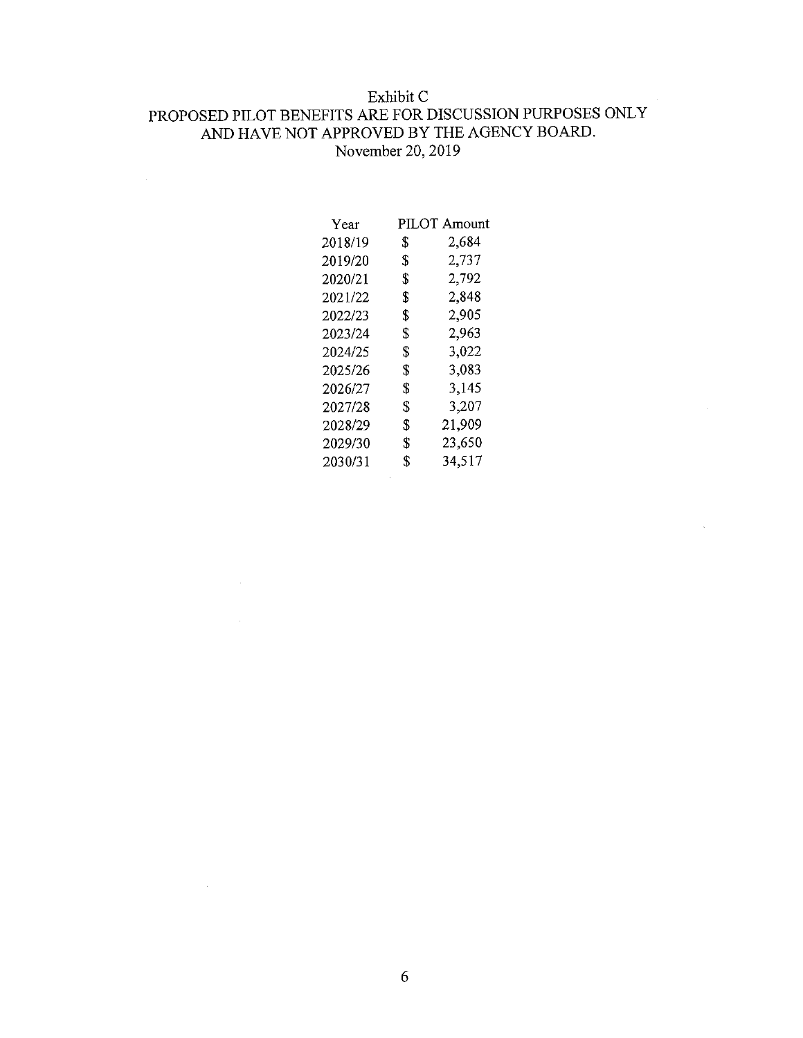# Exhibit C

## PROPOSED PILOT BENEFITS ARE FOR DISCUSSION PURPOSES ONLY AND HAVE NOT APPROVED BY THE AGENCY BOARD.

November 20, 2019

| Year | PILOT Amount | |
|---|---|---|
| 2018/19 | $ | 2,684 |
| 2019/20 | $ | 2,737 |
| 2020/21 | $ | 2,792 |
| 2021/22 | $ | 2,848 |
| 2022/23 | $ | 2,905 |
| 2023/24 | $ | 2,963 |
| 2024/25 | $ | 3,022 |
| 2025/26 | $ | 3,083 |
| 2026/27 | $ | 3,145 |
| 2027/28 | $ | 3,207 |
| 2028/29 | $ | 21,909 |
| 2029/30 | $ | 23,650 |
| 2030/31 | $ | 34,517 |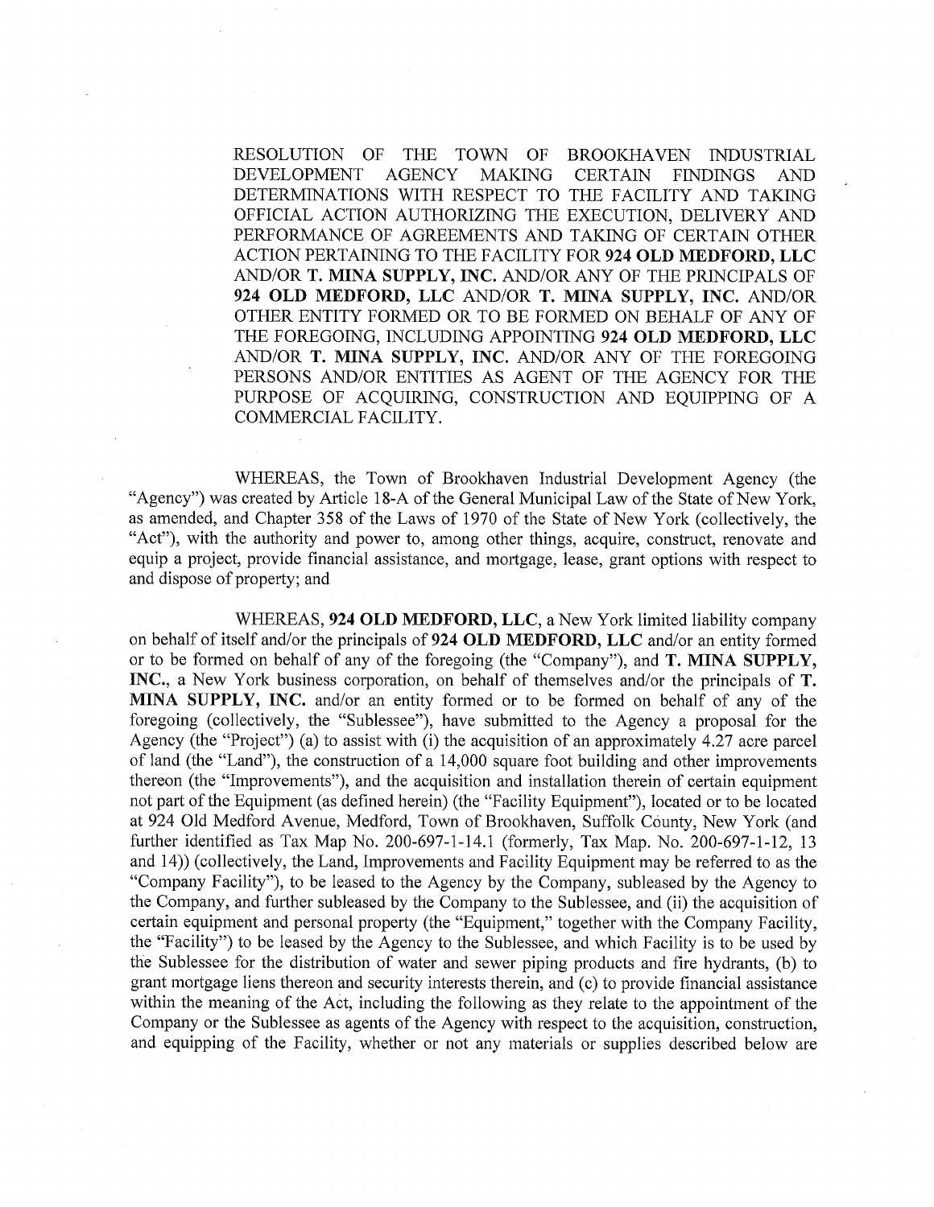RESOLUTION OF THE TOWN OF BROOKHAVEN INDUSTRIAL DEVELOPMENT AGENCY MAKING CERTAIN FINDINGS AND DETERMINATIONS WITH RESPECT TO THE FACILITY AND TAKING OFFICIAL ACTION AUTHORIZING THE EXECUTION, DELIVERY AND PERFORMANCE OF AGREEMENTS AND TAKING OF CERTAIN OTHER ACTION PERTAINING TO THE FACILITY FOR **924 OLD MEDFORD, LLC** AND/OR **T. MINA SUPPLY, INC.** AND/OR ANY OF THE PRINCIPALS OF **924 OLD MEDFORD, LLC** AND/OR **T. MINA SUPPLY, INC.** AND/OR OTHER ENTITY FORMED OR TO BE FORMED ON BEHALF OF ANY OF THE FOREGOING, INCLUDING APPOINTING **924 OLD MEDFORD, LLC** AND/OR **T. MINA SUPPLY, INC.** AND/OR ANY OF THE FOREGOING PERSONS AND/OR ENTITIES AS AGENT OF THE AGENCY FOR THE PURPOSE OF ACQUIRING, CONSTRUCTION AND EQUIPPING OF A COMMERCIAL FACILITY.

WHEREAS, the Town of Brookhaven Industrial Development Agency (the "Agency") was created by Article 18-A of the General Municipal Law of the State of New York, as amended, and Chapter 358 of the Laws of 1970 of the State of New York (collectively, the "Act"), with the authority and power to, among other things, acquire, construct, renovate and equip a project, provide financial assistance, and mortgage, lease, grant options with respect to and dispose of property; and

WHEREAS, **924 OLD MEDFORD, LLC**, a New York limited liability company on behalf of itself and/or the principals of **924 OLD MEDFORD, LLC** and/or an entity formed or to be formed on behalf of any of the foregoing (the "Company"), and **T. MINA SUPPLY, INC.**, a New York business corporation, on behalf of themselves and/or the principals of **T. MINA SUPPLY, INC.** and/or an entity formed or to be formed on behalf of any of the foregoing (collectively, the "Sublessee"), have submitted to the Agency a proposal for the Agency (the "Project") (a) to assist with (i) the acquisition of an approximately 4.27 acre parcel of land (the "Land"), the construction of a 14,000 square foot building and other improvements thereon (the "Improvements"), and the acquisition and installation therein of certain equipment not part of the Equipment (as defined herein) (the "Facility Equipment"), located or to be located at 924 Old Medford Avenue, Medford, Town of Brookhaven, Suffolk County, New York (and further identified as Tax Map No. 200-697-1-14.1 (formerly, Tax Map. No. 200-697-1-12, 13 and 14)) (collectively, the Land, Improvements and Facility Equipment may be referred to as the "Company Facility"), to be leased to the Agency by the Company, subleased by the Agency to the Company, and further subleased by the Company to the Sublessee, and (ii) the acquisition of certain equipment and personal property (the "Equipment," together with the Company Facility, the "Facility") to be leased by the Agency to the Sublessee, and which Facility is to be used by the Sublessee for the distribution of water and sewer piping products and fire hydrants, (b) to grant mortgage liens thereon and security interests therein, and (c) to provide financial assistance within the meaning of the Act, including the following as they relate to the appointment of the Company or the Sublessee as agents of the Agency with respect to the acquisition, construction, and equipping of the Facility, whether or not any materials or supplies described below are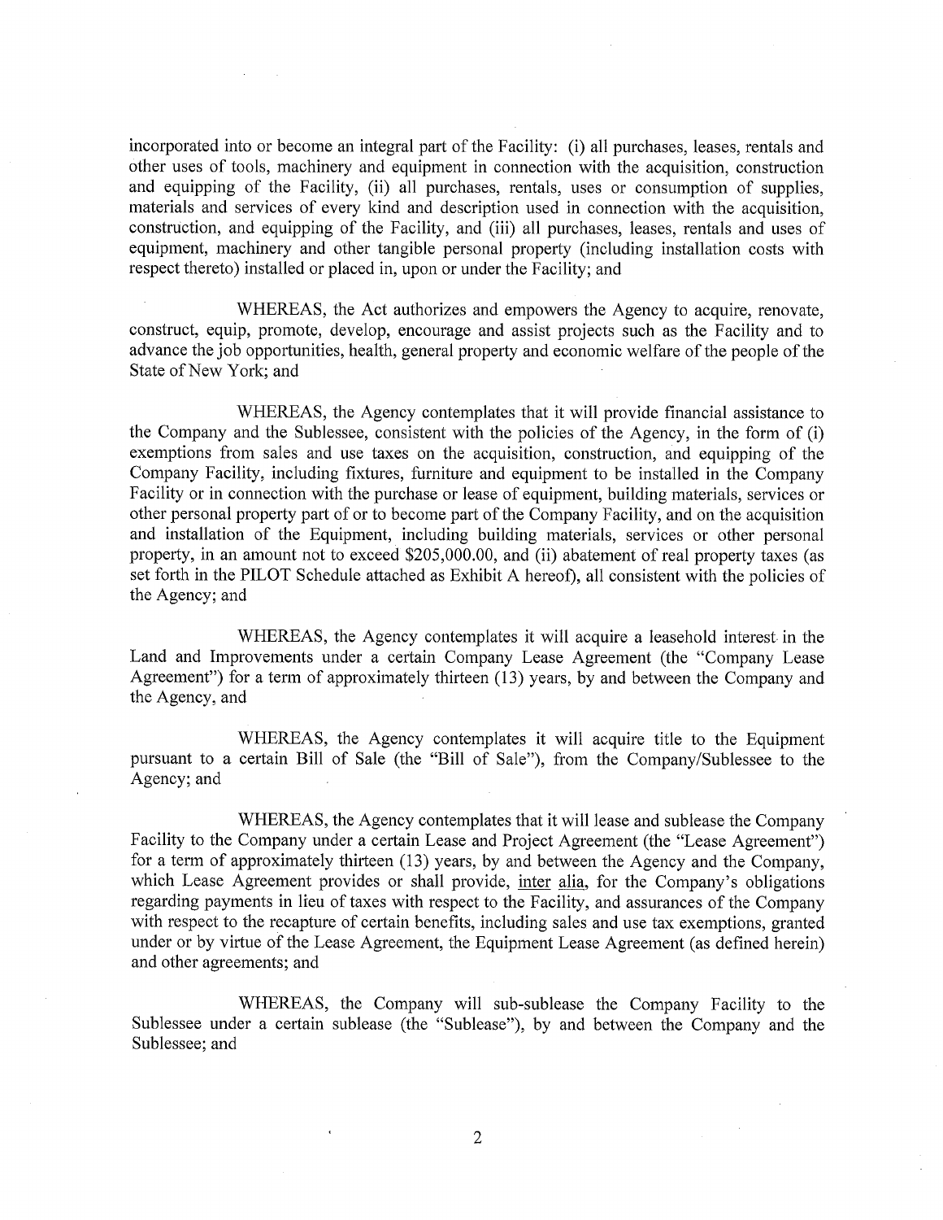incorporated into or become an integral part of the Facility: (i) all purchases, leases, rentals and other uses of tools, machinery and equipment in connection with the acquisition, construction and equipping of the Facility, (ii) all purchases, rentals, uses or consumption of supplies, materials and services of every kind and description used in connection with the acquisition, construction, and equipping of the Facility, and (iii) all purchases, leases, rentals and uses of equipment, machinery and other tangible personal property (including installation costs with respect thereto) installed or placed in, upon or under the Facility; and

WHEREAS, the Act authorizes and empowers the Agency to acquire, renovate, construct, equip, promote, develop, encourage and assist projects such as the Facility and to advance the job opportunities, health, general property and economic welfare of the people of the State of New York; and

WHEREAS, the Agency contemplates that it will provide financial assistance to the Company and the Sublessee, consistent with the policies of the Agency, in the form of (i) exemptions from sales and use taxes on the acquisition, construction, and equipping of the Company Facility, including fixtures, furniture and equipment to be installed in the Company Facility or in connection with the purchase or lease of equipment, building materials, services or other personal property part of or to become part of the Company Facility, and on the acquisition and installation of the Equipment, including building materials, services or other personal property, in an amount not to exceed $205,000.00, and (ii) abatement of real property taxes (as set forth in the PILOT Schedule attached as Exhibit A hereof), all consistent with the policies of the Agency; and

WHEREAS, the Agency contemplates it will acquire a leasehold interest in the Land and Improvements under a certain Company Lease Agreement (the "Company Lease Agreement") for a term of approximately thirteen (13) years, by and between the Company and the Agency, and

WHEREAS, the Agency contemplates it will acquire title to the Equipment pursuant to a certain Bill of Sale (the "Bill of Sale"), from the Company/Sublessee to the Agency; and

WHEREAS, the Agency contemplates that it will lease and sublease the Company Facility to the Company under a certain Lease and Project Agreement (the "Lease Agreement") for a term of approximately thirteen (13) years, by and between the Agency and the Company, which Lease Agreement provides or shall provide, inter alia, for the Company's obligations regarding payments in lieu of taxes with respect to the Facility, and assurances of the Company with respect to the recapture of certain benefits, including sales and use tax exemptions, granted under or by virtue of the Lease Agreement, the Equipment Lease Agreement (as defined herein) and other agreements; and

WHEREAS, the Company will sub-sublease the Company Facility to the Sublessee under a certain sublease (the "Sublease"), by and between the Company and the Sublessee; and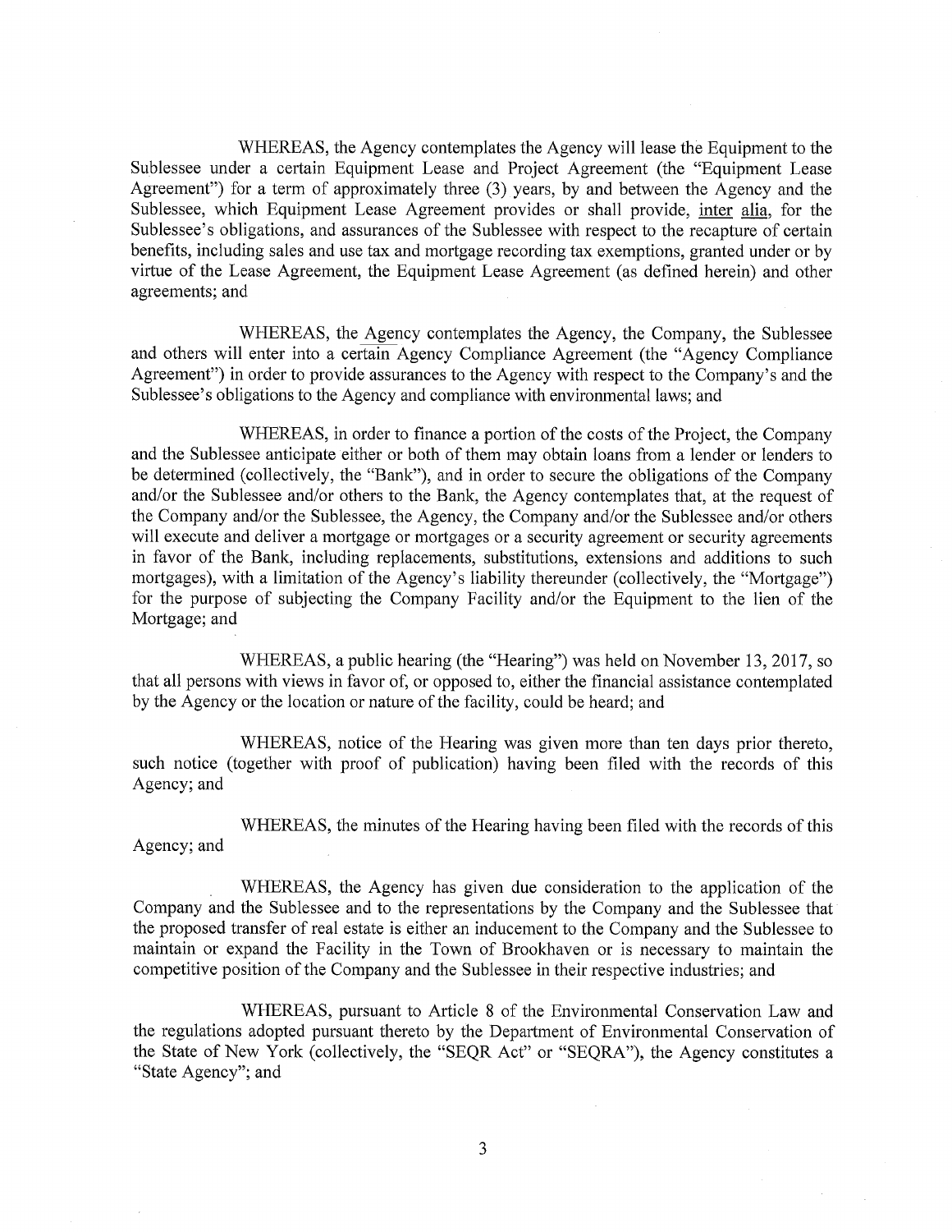WHEREAS, the Agency contemplates the Agency will lease the Equipment to the Sublessee under a certain Equipment Lease and Project Agreement (the "Equipment Lease Agreement") for a term of approximately three (3) years, by and between the Agency and the Sublessee, which Equipment Lease Agreement provides or shall provide, inter alia, for the Sublessee's obligations, and assurances of the Sublessee with respect to the recapture of certain benefits, including sales and use tax and mortgage recording tax exemptions, granted under or by virtue of the Lease Agreement, the Equipment Lease Agreement (as defined herein) and other agreements; and

WHEREAS, the Agency contemplates the Agency, the Company, the Sublessee and others will enter into a certain Agency Compliance Agreement (the "Agency Compliance Agreement") in order to provide assurances to the Agency with respect to the Company's and the Sublessee's obligations to the Agency and compliance with environmental laws; and

WHEREAS, in order to finance a portion of the costs of the Project, the Company and the Sublessee anticipate either or both of them may obtain loans from a lender or lenders to be determined (collectively, the "Bank"), and in order to secure the obligations of the Company and/or the Sublessee and/or others to the Bank, the Agency contemplates that, at the request of the Company and/or the Sublessee, the Agency, the Company and/or the Sublessee and/or others will execute and deliver a mortgage or mortgages or a security agreement or security agreements in favor of the Bank, including replacements, substitutions, extensions and additions to such mortgages), with a limitation of the Agency's liability thereunder (collectively, the "Mortgage") for the purpose of subjecting the Company Facility and/or the Equipment to the lien of the Mortgage; and

WHEREAS, a public hearing (the "Hearing") was held on November 13, 2017, so that all persons with views in favor of, or opposed to, either the financial assistance contemplated by the Agency or the location or nature of the facility, could be heard; and

WHEREAS, notice of the Hearing was given more than ten days prior thereto, such notice (together with proof of publication) having been filed with the records of this Agency; and

WHEREAS, the minutes of the Hearing having been filed with the records of this Agency; and

WHEREAS, the Agency has given due consideration to the application of the Company and the Sublessee and to the representations by the Company and the Sublessee that the proposed transfer of real estate is either an inducement to the Company and the Sublessee to maintain or expand the Facility in the Town of Brookhaven or is necessary to maintain the competitive position of the Company and the Sublessee in their respective industries; and

WHEREAS, pursuant to Article 8 of the Environmental Conservation Law and the regulations adopted pursuant thereto by the Department of Environmental Conservation of the State of New York (collectively, the "SEQR Act" or "SEQRA"), the Agency constitutes a "State Agency"; and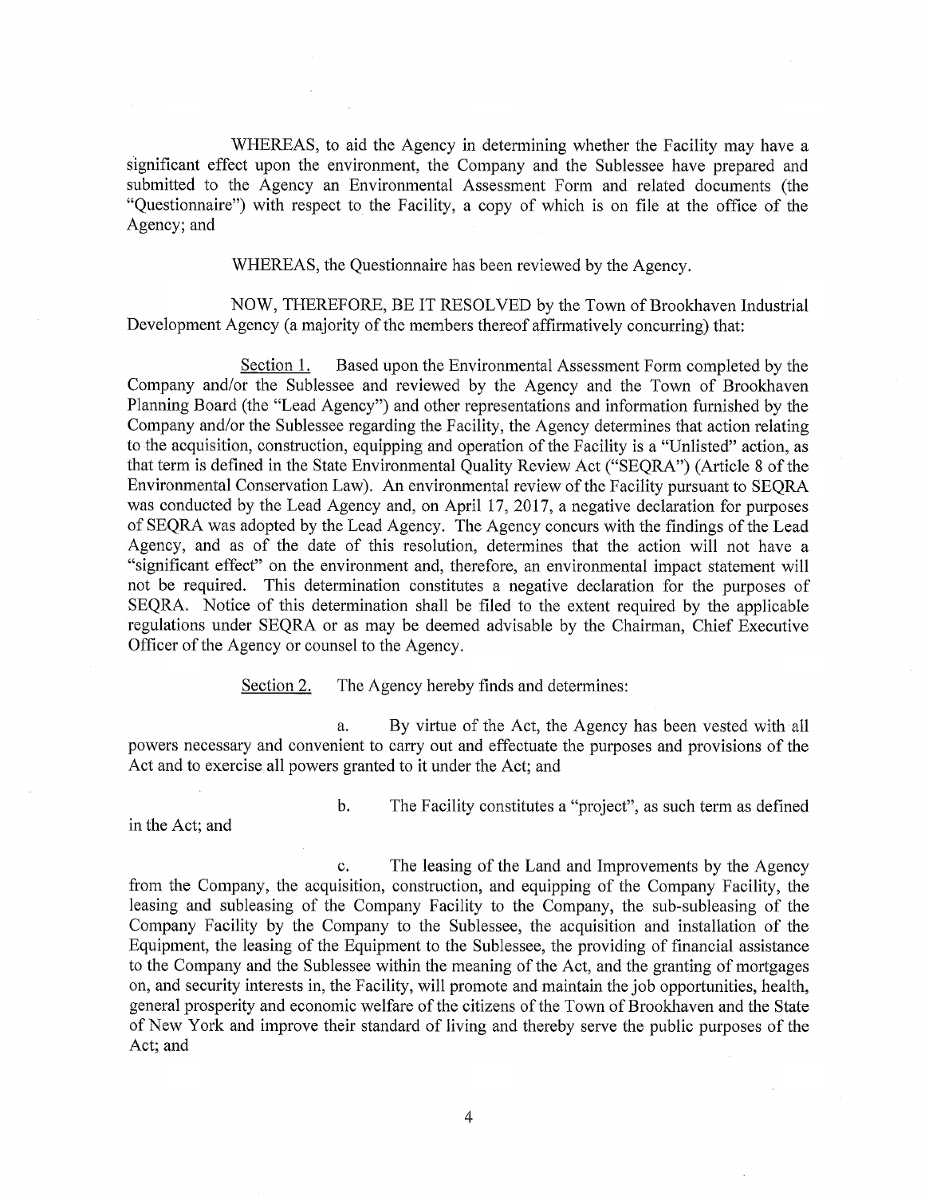WHEREAS, to aid the Agency in determining whether the Facility may have a significant effect upon the environment, the Company and the Sublessee have prepared and submitted to the Agency an Environmental Assessment Form and related documents (the "Questionnaire") with respect to the Facility, a copy of which is on file at the office of the Agency; and

WHEREAS, the Questionnaire has been reviewed by the Agency.

NOW, THEREFORE, BE IT RESOLVED by the Town of Brookhaven Industrial Development Agency (a majority of the members thereof affirmatively concurring) that:

Section 1. Based upon the Environmental Assessment Form completed by the Company and/or the Sublessee and reviewed by the Agency and the Town of Brookhaven Planning Board (the "Lead Agency") and other representations and information furnished by the Company and/or the Sublessee regarding the Facility, the Agency determines that action relating to the acquisition, construction, equipping and operation of the Facility is a "Unlisted" action, as that term is defined in the State Environmental Quality Review Act ("SEQRA") (Article 8 of the Environmental Conservation Law). An environmental review of the Facility pursuant to SEQRA was conducted by the Lead Agency and, on April 17, 2017, a negative declaration for purposes of SEQRA was adopted by the Lead Agency. The Agency concurs with the findings of the Lead Agency, and as of the date of this resolution, determines that the action will not have a "significant effect" on the environment and, therefore, an environmental impact statement will not be required. This determination constitutes a negative declaration for the purposes of SEQRA. Notice of this determination shall be filed to the extent required by the applicable regulations under SEQRA or as may be deemed advisable by the Chairman, Chief Executive Officer of the Agency or counsel to the Agency.

Section 2. The Agency hereby finds and determines:

a. By virtue of the Act, the Agency has been vested with all powers necessary and convenient to carry out and effectuate the purposes and provisions of the Act and to exercise all powers granted to it under the Act; and

b. The Facility constitutes a "project", as such term as defined in the Act; and

c. The leasing of the Land and Improvements by the Agency from the Company, the acquisition, construction, and equipping of the Company Facility, the leasing and subleasing of the Company Facility to the Company, the sub-subleasing of the Company Facility by the Company to the Sublessee, the acquisition and installation of the Equipment, the leasing of the Equipment to the Sublessee, the providing of financial assistance to the Company and the Sublessee within the meaning of the Act, and the granting of mortgages on, and security interests in, the Facility, will promote and maintain the job opportunities, health, general prosperity and economic welfare of the citizens of the Town of Brookhaven and the State of New York and improve their standard of living and thereby serve the public purposes of the Act; and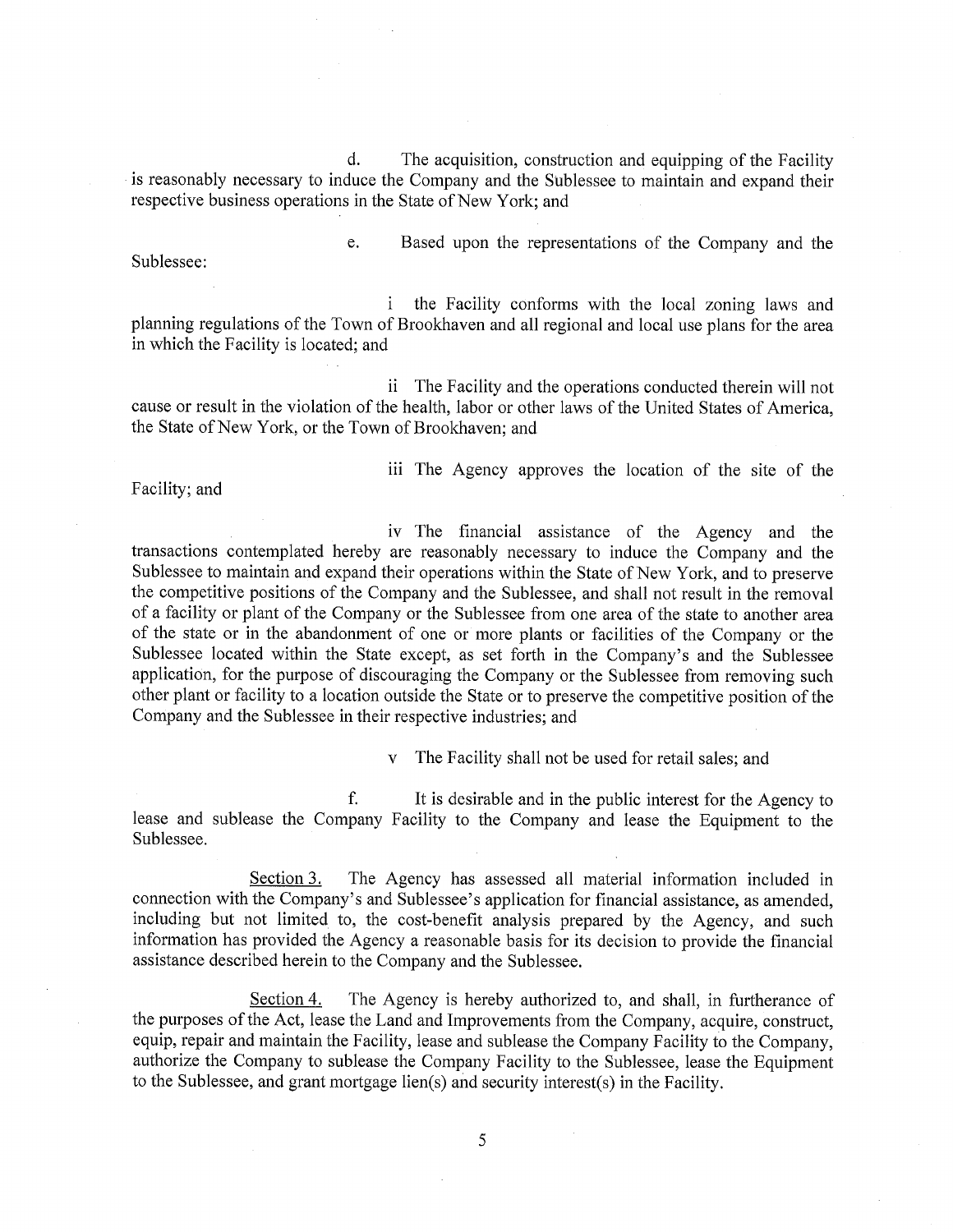d. The acquisition, construction and equipping of the Facility is reasonably necessary to induce the Company and the Sublessee to maintain and expand their respective business operations in the State of New York; and

e. Based upon the representations of the Company and the Sublessee:

i the Facility conforms with the local zoning laws and planning regulations of the Town of Brookhaven and all regional and local use plans for the area in which the Facility is located; and

ii The Facility and the operations conducted therein will not cause or result in the violation of the health, labor or other laws of the United States of America, the State of New York, or the Town of Brookhaven; and

iii The Agency approves the location of the site of the Facility; and

iv The financial assistance of the Agency and the transactions contemplated hereby are reasonably necessary to induce the Company and the Sublessee to maintain and expand their operations within the State of New York, and to preserve the competitive positions of the Company and the Sublessee, and shall not result in the removal of a facility or plant of the Company or the Sublessee from one area of the state to another area of the state or in the abandonment of one or more plants or facilities of the Company or the Sublessee located within the State except, as set forth in the Company's and the Sublessee application, for the purpose of discouraging the Company or the Sublessee from removing such other plant or facility to a location outside the State or to preserve the competitive position of the Company and the Sublessee in their respective industries; and

v The Facility shall not be used for retail sales; and

f. It is desirable and in the public interest for the Agency to lease and sublease the Company Facility to the Company and lease the Equipment to the Sublessee.

Section 3. The Agency has assessed all material information included in connection with the Company's and Sublessee's application for financial assistance, as amended, including but not limited to, the cost-benefit analysis prepared by the Agency, and such information has provided the Agency a reasonable basis for its decision to provide the financial assistance described herein to the Company and the Sublessee.

Section 4. The Agency is hereby authorized to, and shall, in furtherance of the purposes of the Act, lease the Land and Improvements from the Company, acquire, construct, equip, repair and maintain the Facility, lease and sublease the Company Facility to the Company, authorize the Company to sublease the Company Facility to the Sublessee, lease the Equipment to the Sublessee, and grant mortgage lien(s) and security interest(s) in the Facility.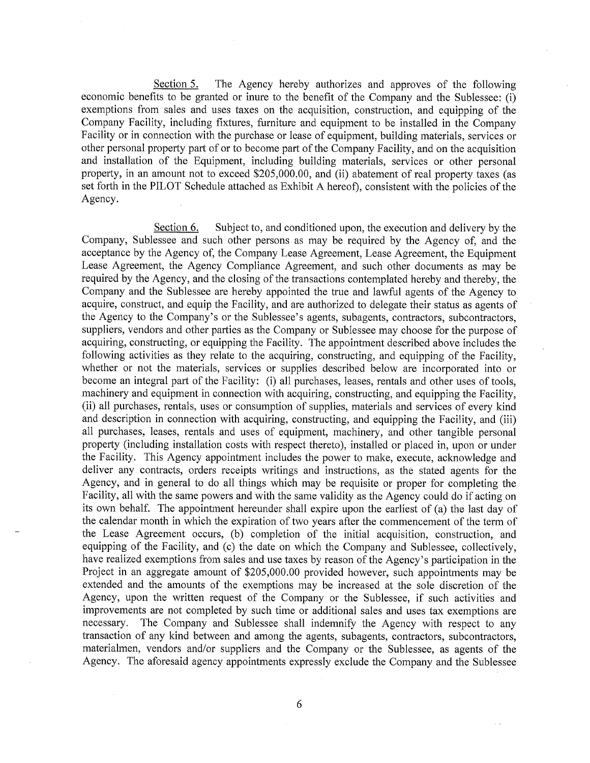<u>Section 5.</u> The Agency hereby authorizes and approves of the following economic benefits to be granted or inure to the benefit of the Company and the Sublessee: (i) exemptions from sales and uses taxes on the acquisition, construction, and equipping of the Company Facility, including fixtures, furniture and equipment to be installed in the Company Facility or in connection with the purchase or lease of equipment, building materials, services or other personal property part of or to become part of the Company Facility, and on the acquisition and installation of the Equipment, including building materials, services or other personal property, in an amount not to exceed $205,000.00, and (ii) abatement of real property taxes (as set forth in the PILOT Schedule attached as Exhibit A hereof), consistent with the policies of the Agency.

<u>Section 6.</u> Subject to, and conditioned upon, the execution and delivery by the Company, Sublessee and such other persons as may be required by the Agency of, and the acceptance by the Agency of, the Company Lease Agreement, Lease Agreement, the Equipment Lease Agreement, the Agency Compliance Agreement, and such other documents as may be required by the Agency, and the closing of the transactions contemplated hereby and thereby, the Company and the Sublessee are hereby appointed the true and lawful agents of the Agency to acquire, construct, and equip the Facility, and are authorized to delegate their status as agents of the Agency to the Company's or the Sublessee's agents, subagents, contractors, subcontractors, suppliers, vendors and other parties as the Company or Sublessee may choose for the purpose of acquiring, constructing, or equipping the Facility. The appointment described above includes the following activities as they relate to the acquiring, constructing, and equipping of the Facility, whether or not the materials, services or supplies described below are incorporated into or become an integral part of the Facility: (i) all purchases, leases, rentals and other uses of tools, machinery and equipment in connection with acquiring, constructing, and equipping the Facility, (ii) all purchases, rentals, uses or consumption of supplies, materials and services of every kind and description in connection with acquiring, constructing, and equipping the Facility, and (iii) all purchases, leases, rentals and uses of equipment, machinery, and other tangible personal property (including installation costs with respect thereto), installed or placed in, upon or under the Facility. This Agency appointment includes the power to make, execute, acknowledge and deliver any contracts, orders receipts writings and instructions, as the stated agents for the Agency, and in general to do all things which may be requisite or proper for completing the Facility, all with the same powers and with the same validity as the Agency could do if acting on its own behalf. The appointment hereunder shall expire upon the earliest of (a) the last day of the calendar month in which the expiration of two years after the commencement of the term of the Lease Agreement occurs, (b) completion of the initial acquisition, construction, and equipping of the Facility, and (c) the date on which the Company and Sublessee, collectively, have realized exemptions from sales and use taxes by reason of the Agency's participation in the Project in an aggregate amount of $205,000.00 provided however, such appointments may be extended and the amounts of the exemptions may be increased at the sole discretion of the Agency, upon the written request of the Company or the Sublessee, if such activities and improvements are not completed by such time or additional sales and uses tax exemptions are necessary. The Company and Sublessee shall indemnify the Agency with respect to any transaction of any kind between and among the agents, subagents, contractors, subcontractors, materialmen, vendors and/or suppliers and the Company or the Sublessee, as agents of the Agency. The aforesaid agency appointments expressly exclude the Company and the Sublessee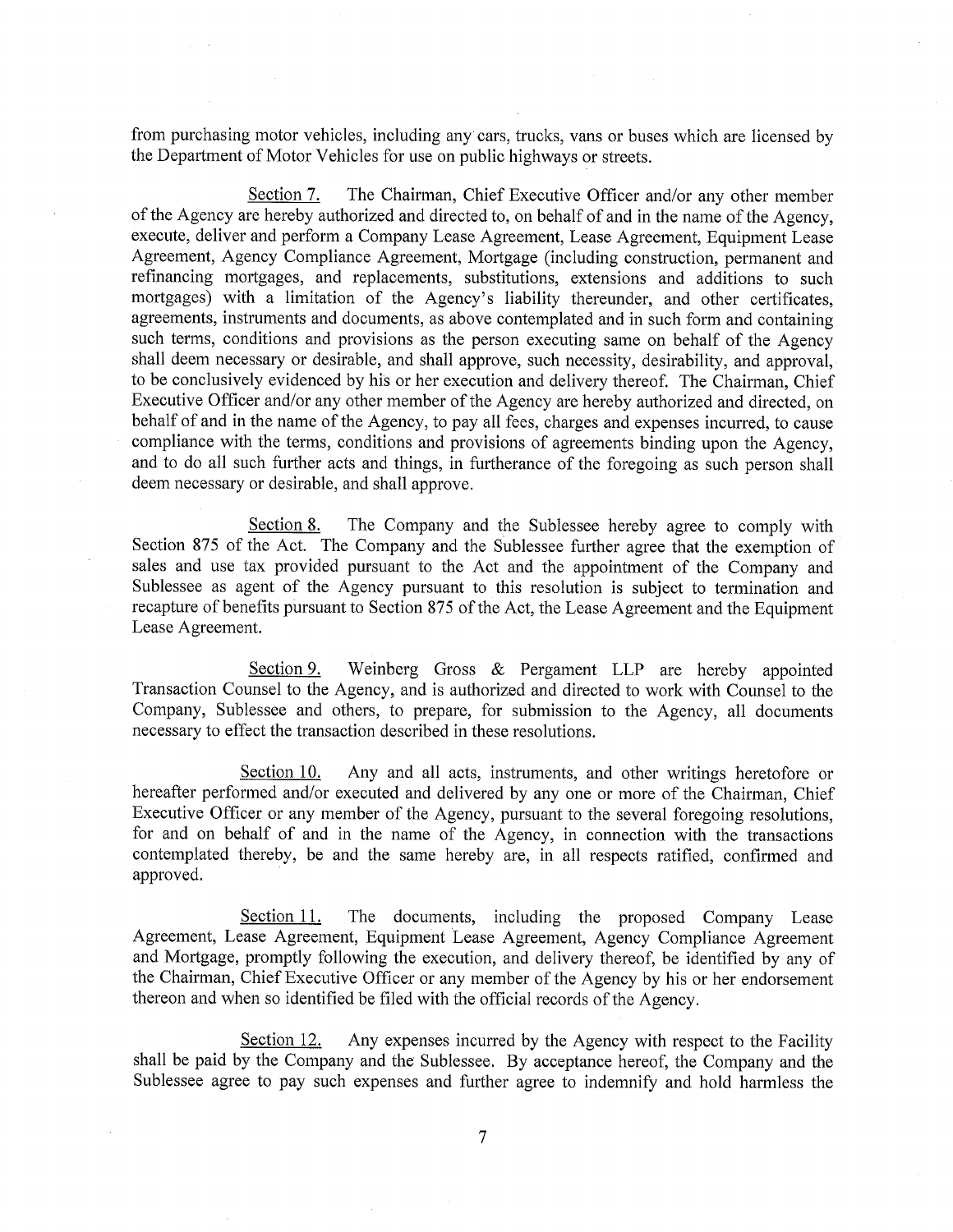from purchasing motor vehicles, including any cars, trucks, vans or buses which are licensed by the Department of Motor Vehicles for use on public highways or streets.

Section 7. The Chairman, Chief Executive Officer and/or any other member of the Agency are hereby authorized and directed to, on behalf of and in the name of the Agency, execute, deliver and perform a Company Lease Agreement, Lease Agreement, Equipment Lease Agreement, Agency Compliance Agreement, Mortgage (including construction, permanent and refinancing mortgages, and replacements, substitutions, extensions and additions to such mortgages) with a limitation of the Agency's liability thereunder, and other certificates, agreements, instruments and documents, as above contemplated and in such form and containing such terms, conditions and provisions as the person executing same on behalf of the Agency shall deem necessary or desirable, and shall approve, such necessity, desirability, and approval, to be conclusively evidenced by his or her execution and delivery thereof. The Chairman, Chief Executive Officer and/or any other member of the Agency are hereby authorized and directed, on behalf of and in the name of the Agency, to pay all fees, charges and expenses incurred, to cause compliance with the terms, conditions and provisions of agreements binding upon the Agency, and to do all such further acts and things, in furtherance of the foregoing as such person shall deem necessary or desirable, and shall approve.

Section 8. The Company and the Sublessee hereby agree to comply with Section 875 of the Act. The Company and the Sublessee further agree that the exemption of sales and use tax provided pursuant to the Act and the appointment of the Company and Sublessee as agent of the Agency pursuant to this resolution is subject to termination and recapture of benefits pursuant to Section 875 of the Act, the Lease Agreement and the Equipment Lease Agreement.

Section 9. Weinberg Gross & Pergament LLP are hereby appointed Transaction Counsel to the Agency, and is authorized and directed to work with Counsel to the Company, Sublessee and others, to prepare, for submission to the Agency, all documents necessary to effect the transaction described in these resolutions.

Section 10. Any and all acts, instruments, and other writings heretofore or hereafter performed and/or executed and delivered by any one or more of the Chairman, Chief Executive Officer or any member of the Agency, pursuant to the several foregoing resolutions, for and on behalf of and in the name of the Agency, in connection with the transactions contemplated thereby, be and the same hereby are, in all respects ratified, confirmed and approved.

Section 11. The documents, including the proposed Company Lease Agreement, Lease Agreement, Equipment Lease Agreement, Agency Compliance Agreement and Mortgage, promptly following the execution, and delivery thereof, be identified by any of the Chairman, Chief Executive Officer or any member of the Agency by his or her endorsement thereon and when so identified be filed with the official records of the Agency.

Section 12. Any expenses incurred by the Agency with respect to the Facility shall be paid by the Company and the Sublessee. By acceptance hereof, the Company and the Sublessee agree to pay such expenses and further agree to indemnify and hold harmless the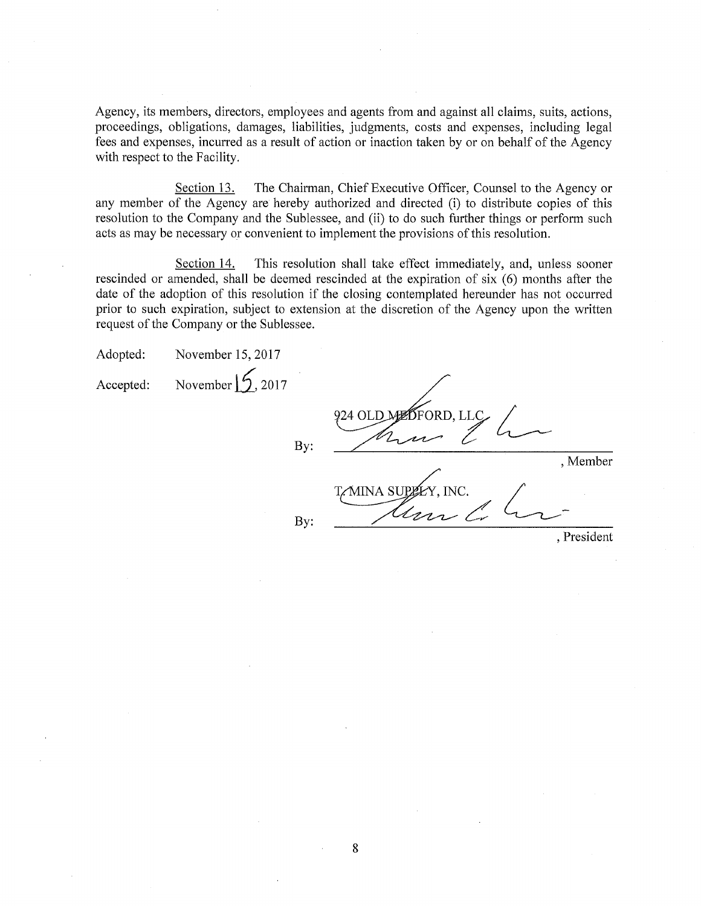Agency, its members, directors, employees and agents from and against all claims, suits, actions, proceedings, obligations, damages, liabilities, judgments, costs and expenses, including legal fees and expenses, incurred as a result of action or inaction taken by or on behalf of the Agency with respect to the Facility.

Section 13. The Chairman, Chief Executive Officer, Counsel to the Agency or any member of the Agency are hereby authorized and directed (i) to distribute copies of this resolution to the Company and the Sublessee, and (ii) to do such further things or perform such acts as may be necessary or convenient to implement the provisions of this resolution.

Section 14. This resolution shall take effect immediately, and, unless sooner rescinded or amended, shall be deemed rescinded at the expiration of six (6) months after the date of the adoption of this resolution if the closing contemplated hereunder has not occurred prior to such expiration, subject to extension at the discretion of the Agency upon the written request of the Company or the Sublessee.

Adopted: November 15, 2017

Accepted: November 15, 2017

924 OLD MEDFORD, LLC

By: ______________________, Member

T. MINA SUPPLY, INC.

By: ______________________, President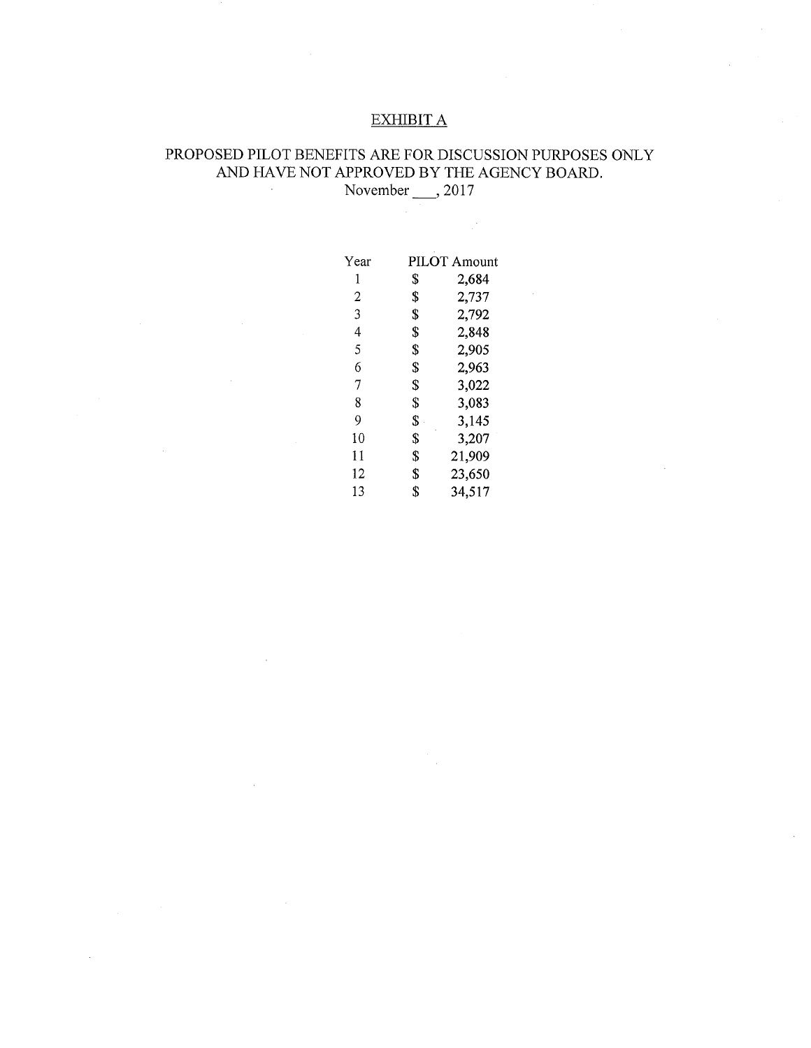## EXHIBIT A

PROPOSED PILOT BENEFITS ARE FOR DISCUSSION PURPOSES ONLY AND HAVE NOT APPROVED BY THE AGENCY BOARD.
November ___, 2017

| Year | PILOT Amount |
|---|---|
| 1 | $ 2,684 |
| 2 | $ 2,737 |
| 3 | $ 2,792 |
| 4 | $ 2,848 |
| 5 | $ 2,905 |
| 6 | $ 2,963 |
| 7 | $ 3,022 |
| 8 | $ 3,083 |
| 9 | $ 3,145 |
| 10 | $ 3,207 |
| 11 | $ 21,909 |
| 12 | $ 23,650 |
| 13 | $ 34,517 |